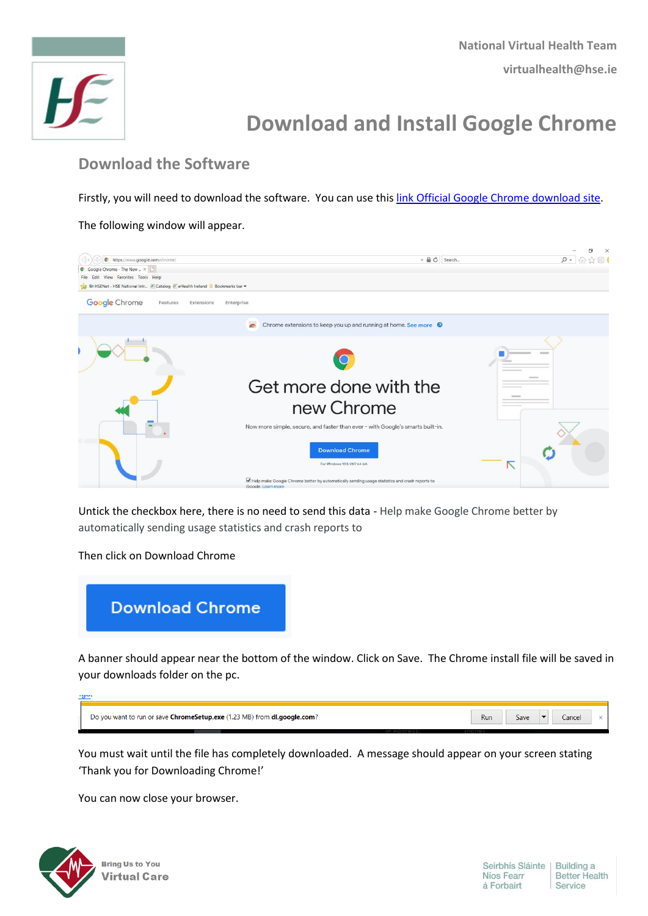National Virtual Health Team

virtualhealth@hse.ie

# Download and Install Google Chrome

## Download the Software

Firstly, you will need to download the software. You can use this link Official Google Chrome download site.

The following window will appear.

Untick the checkbox here, there is no need to send this data - Help make Google Chrome better by automatically sending usage statistics and crash reports to

Then click on Download Chrome

A banner should appear near the bottom of the window. Click on Save. The Chrome install file will be saved in your downloads folder on the pc.

You must wait until the file has completely downloaded. A message should appear on your screen stating 'Thank you for Downloading Chrome!'

You can now close your browser.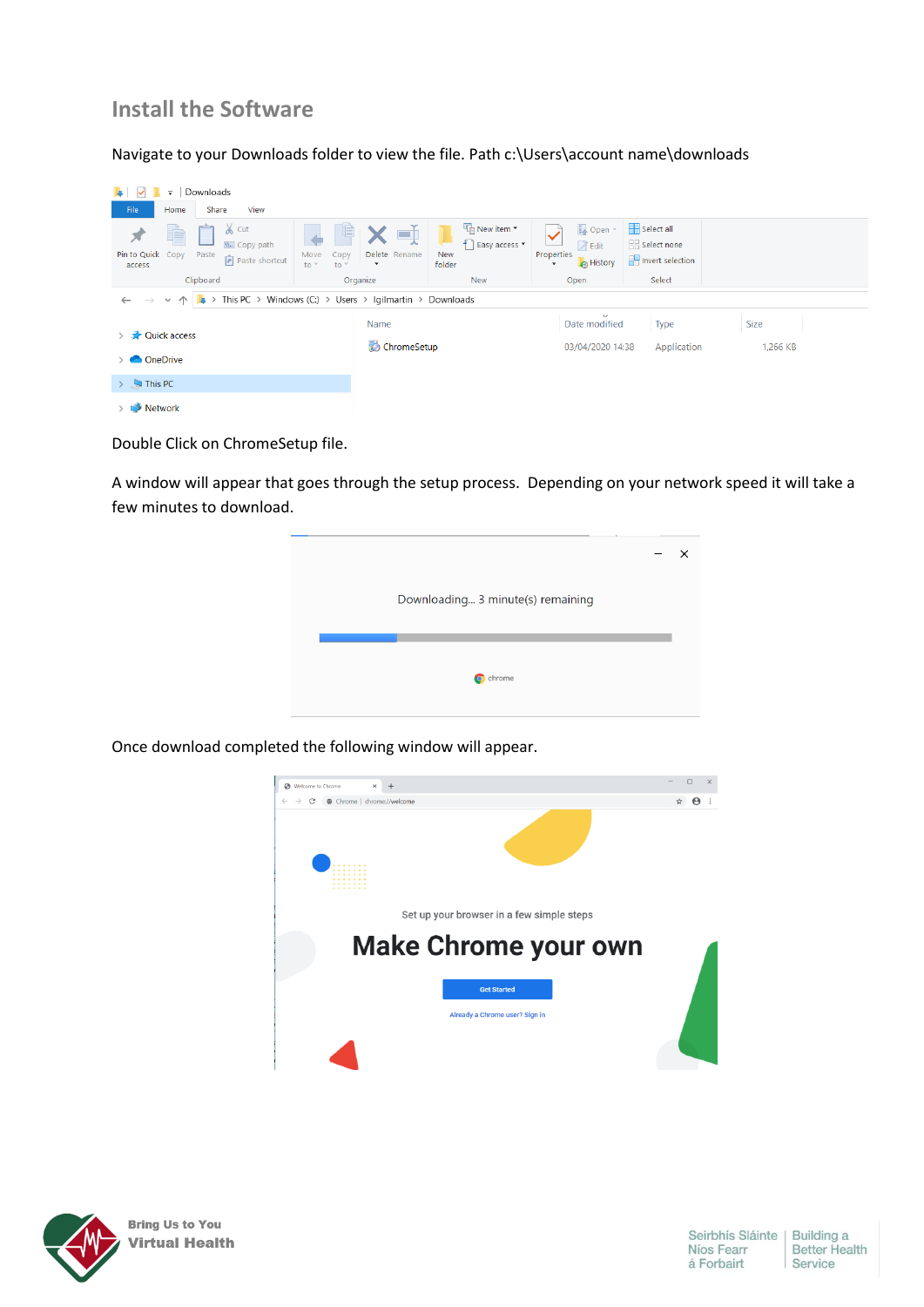## Install the Software

Navigate to your Downloads folder to view the file. Path c:\Users\account name\downloads

Double Click on ChromeSetup file.

A window will appear that goes through the setup process. Depending on your network speed it will take a few minutes to download.

Once download completed the following window will appear.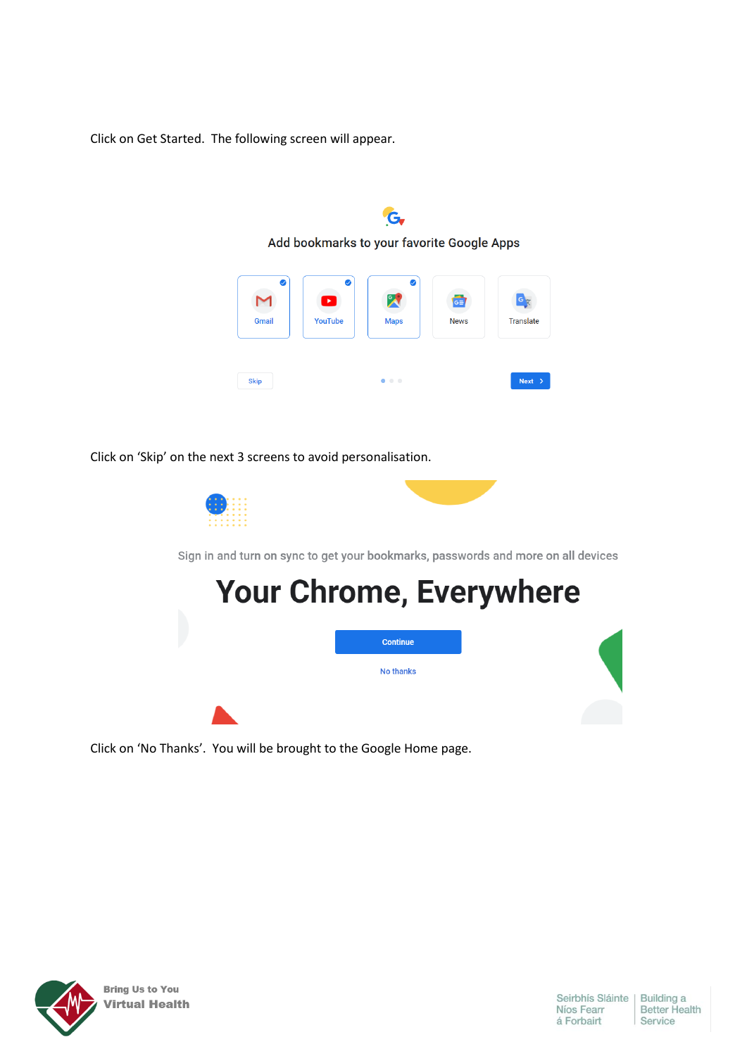Click on Get Started.  The following screen will appear.

Add bookmarks to your favorite Google Apps

Gmail

YouTube

Maps

News

Translate

Skip

Next

Click on 'Skip' on the next 3 screens to avoid personalisation.

Sign in and turn on sync to get your bookmarks, passwords and more on all devices

Your Chrome, Everywhere

Continue

No thanks

Click on 'No Thanks'.  You will be brought to the Google Home page.